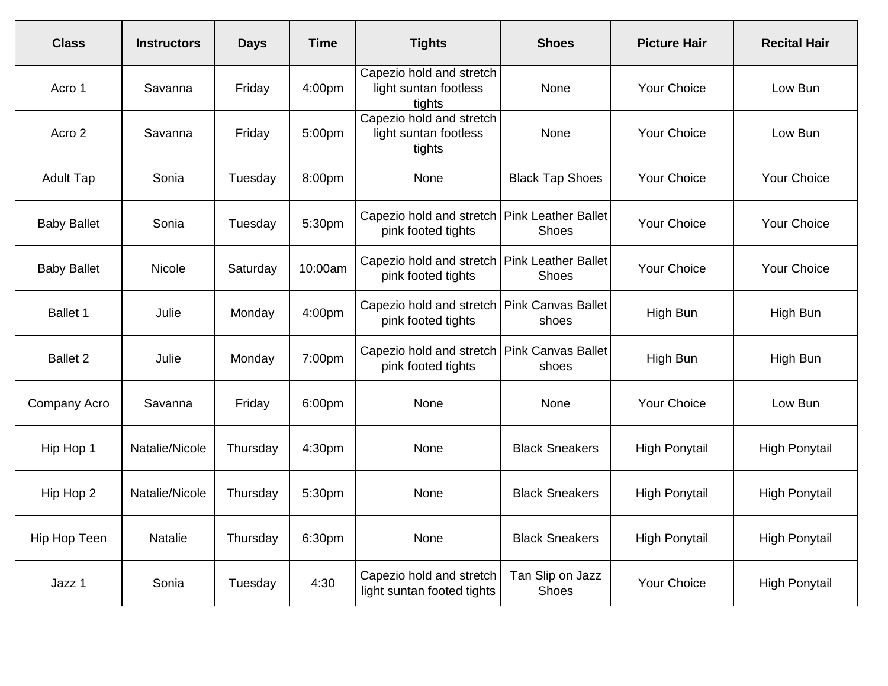| Class | Instructors | Days | Time | Tights | Shoes | Picture Hair | Recital Hair |
|---|---|---|---|---|---|---|---|
| Acro 1 | Savanna | Friday | 4:00pm | Capezio hold and stretch light suntan footless tights | None | Your Choice | Low Bun |
| Acro 2 | Savanna | Friday | 5:00pm | Capezio hold and stretch light suntan footless tights | None | Your Choice | Low Bun |
| Adult Tap | Sonia | Tuesday | 8:00pm | None | Black Tap Shoes | Your Choice | Your Choice |
| Baby Ballet | Sonia | Tuesday | 5:30pm | Capezio hold and stretch pink footed tights | Pink Leather Ballet Shoes | Your Choice | Your Choice |
| Baby Ballet | Nicole | Saturday | 10:00am | Capezio hold and stretch pink footed tights | Pink Leather Ballet Shoes | Your Choice | Your Choice |
| Ballet 1 | Julie | Monday | 4:00pm | Capezio hold and stretch pink footed tights | Pink Canvas Ballet shoes | High Bun | High Bun |
| Ballet 2 | Julie | Monday | 7:00pm | Capezio hold and stretch pink footed tights | Pink Canvas Ballet shoes | High Bun | High Bun |
| Company Acro | Savanna | Friday | 6:00pm | None | None | Your Choice | Low Bun |
| Hip Hop 1 | Natalie/Nicole | Thursday | 4:30pm | None | Black Sneakers | High Ponytail | High Ponytail |
| Hip Hop 2 | Natalie/Nicole | Thursday | 5:30pm | None | Black Sneakers | High Ponytail | High Ponytail |
| Hip Hop Teen | Natalie | Thursday | 6:30pm | None | Black Sneakers | High Ponytail | High Ponytail |
| Jazz 1 | Sonia | Tuesday | 4:30 | Capezio hold and stretch light suntan footed tights | Tan Slip on Jazz Shoes | Your Choice | High Ponytail |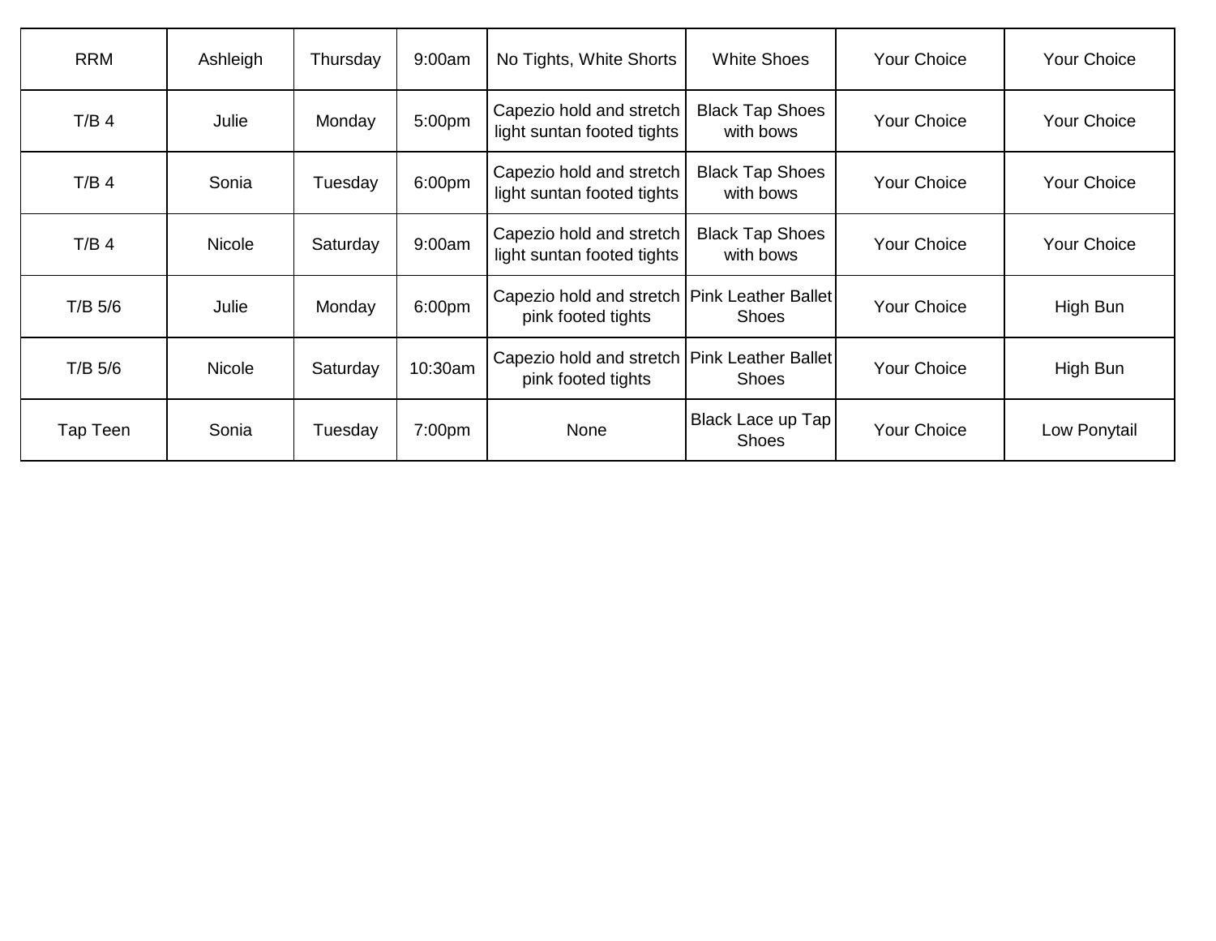| | | | | | | | |
|---|---|---|---|---|---|---|---|
| RRM | Ashleigh | Thursday | 9:00am | No Tights, White Shorts | White Shoes | Your Choice | Your Choice |
| T/B 4 | Julie | Monday | 5:00pm | Capezio hold and stretch light suntan footed tights | Black Tap Shoes with bows | Your Choice | Your Choice |
| T/B 4 | Sonia | Tuesday | 6:00pm | Capezio hold and stretch light suntan footed tights | Black Tap Shoes with bows | Your Choice | Your Choice |
| T/B 4 | Nicole | Saturday | 9:00am | Capezio hold and stretch light suntan footed tights | Black Tap Shoes with bows | Your Choice | Your Choice |
| T/B 5/6 | Julie | Monday | 6:00pm | Capezio hold and stretch pink footed tights | Pink Leather Ballet Shoes | Your Choice | High Bun |
| T/B 5/6 | Nicole | Saturday | 10:30am | Capezio hold and stretch pink footed tights | Pink Leather Ballet Shoes | Your Choice | High Bun |
| Tap Teen | Sonia | Tuesday | 7:00pm | None | Black Lace up Tap Shoes | Your Choice | Low Ponytail |